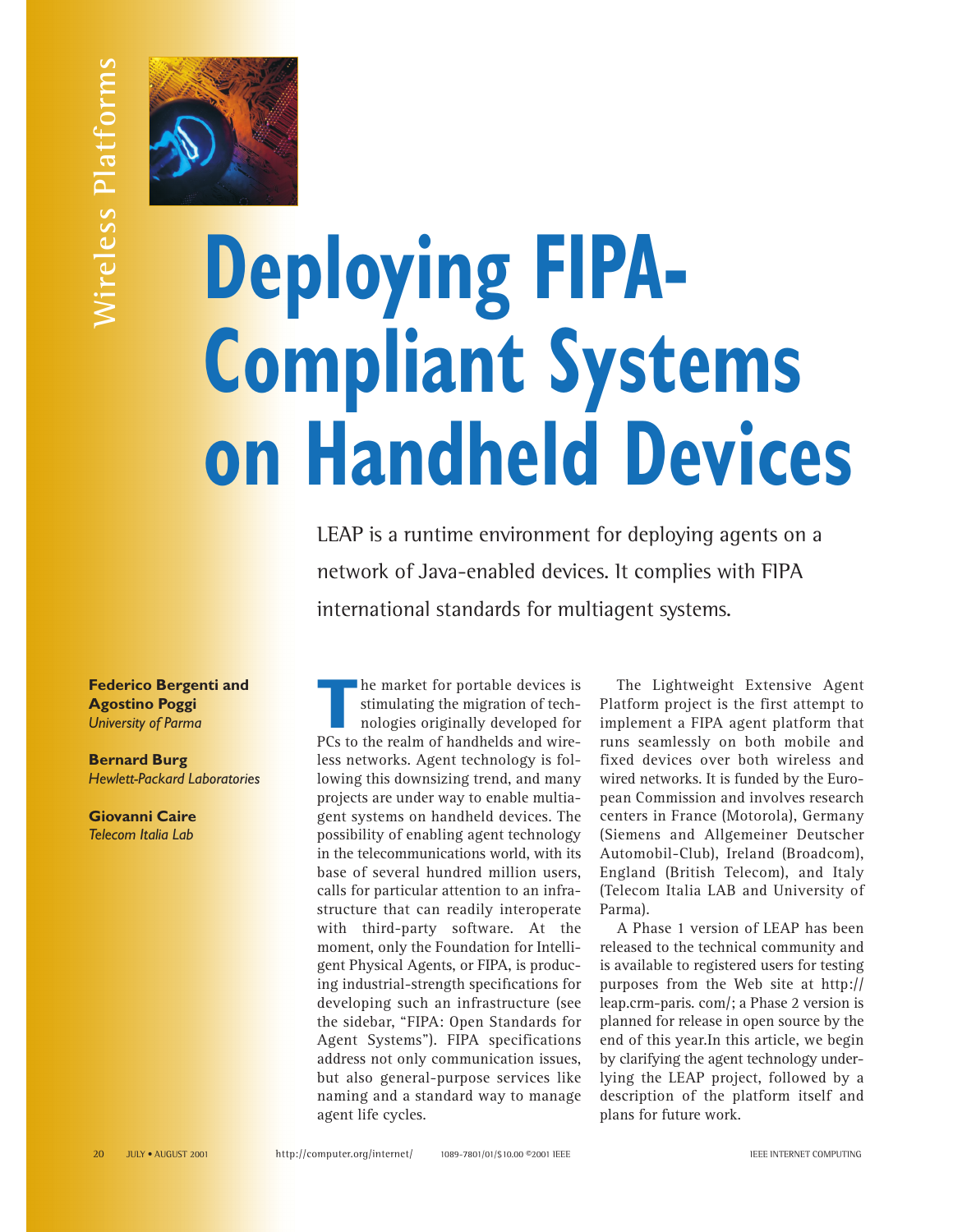# Deploying FIPA-Compliant Systems on Handheld Devices

LEAP is a runtime environment for deploying agents on a network of Java-enabled devices. It complies with FIPA international standards for multiagent systems.

**Federico Bergenti and Agostino Poggi**
*University of Parma*

**Bernard Burg**
*Hewlett-Packard Laboratories*

**Giovanni Caire**
*Telecom Italia Lab*

The market for portable devices is stimulating the migration of technologies originally developed for PCs to the realm of handhelds and wireless networks. Agent technology is following this downsizing trend, and many projects are under way to enable multiagent systems on handheld devices. The possibility of enabling agent technology in the telecommunications world, with its base of several hundred million users, calls for particular attention to an infrastructure that can readily interoperate with third-party software. At the moment, only the Foundation for Intelligent Physical Agents, or FIPA, is producing industrial-strength specifications for developing such an infrastructure (see the sidebar, "FIPA: Open Standards for Agent Systems"). FIPA specifications address not only communication issues, but also general-purpose services like naming and a standard way to manage agent life cycles.

The Lightweight Extensive Agent Platform project is the first attempt to implement a FIPA agent platform that runs seamlessly on both mobile and fixed devices over both wireless and wired networks. It is funded by the European Commission and involves research centers in France (Motorola), Germany (Siemens and Allgemeiner Deutscher Automobil-Club), Ireland (Broadcom), England (British Telecom), and Italy (Telecom Italia LAB and University of Parma).

A Phase 1 version of LEAP has been released to the technical community and is available to registered users for testing purposes from the Web site at http://leap.crm-paris. com/; a Phase 2 version is planned for release in open source by the end of this year.In this article, we begin by clarifying the agent technology underlying the LEAP project, followed by a description of the platform itself and plans for future work.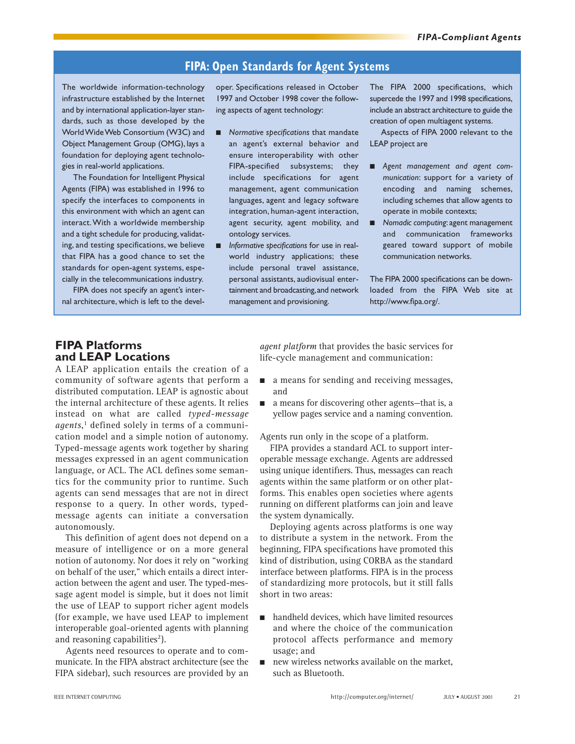## FIPA: Open Standards for Agent Systems

The worldwide information-technology infrastructure established by the Internet and by international application-layer standards, such as those developed by the World Wide Web Consortium (W3C) and Object Management Group (OMG), lays a foundation for deploying agent technologies in real-world applications.

The Foundation for Intelligent Physical Agents (FIPA) was established in 1996 to specify the interfaces to components in this environment with which an agent can interact. With a worldwide membership and a tight schedule for producing, validating, and testing specifications, we believe that FIPA has a good chance to set the standards for open-agent systems, especially in the telecommunications industry.

FIPA does not specify an agent's internal architecture, which is left to the developer. Specifications released in October 1997 and October 1998 cover the following aspects of agent technology:

- *Normative specifications* that mandate an agent's external behavior and ensure interoperability with other FIPA-specified subsystems; they include specifications for agent management, agent communication languages, agent and legacy software integration, human-agent interaction, agent security, agent mobility, and ontology services.
- *Informative specifications* for use in real-world industry applications; these include personal travel assistance, personal assistants, audiovisual entertainment and broadcasting, and network management and provisioning.

The FIPA 2000 specifications, which supercede the 1997 and 1998 specifications, include an abstract architecture to guide the creation of open multiagent systems.

Aspects of FIPA 2000 relevant to the LEAP project are

- *Agent management and agent communication*: support for a variety of encoding and naming schemes, including schemes that allow agents to operate in mobile contexts;
- *Nomadic computing*: agent management and communication frameworks geared toward support of mobile communication networks.

The FIPA 2000 specifications can be downloaded from the FIPA Web site at http://www.fipa.org/.

## FIPA Platforms and LEAP Locations

A LEAP application entails the creation of a community of software agents that perform a distributed computation. LEAP is agnostic about the internal architecture of these agents. It relies instead on what are called *typed-message agents*,[1] defined solely in terms of a communication model and a simple notion of autonomy. Typed-message agents work together by sharing messages expressed in an agent communication language, or ACL. The ACL defines some semantics for the community prior to runtime. Such agents can send messages that are not in direct response to a query. In other words, typed-message agents can initiate a conversation autonomously.

This definition of agent does not depend on a measure of intelligence or on a more general notion of autonomy. Nor does it rely on "working on behalf of the user," which entails a direct interaction between the agent and user. The typed-message agent model is simple, but it does not limit the use of LEAP to support richer agent models (for example, we have used LEAP to implement interoperable goal-oriented agents with planning and reasoning capabilities[2]).

Agents need resources to operate and to communicate. In the FIPA abstract architecture (see the FIPA sidebar), such resources are provided by an *agent platform* that provides the basic services for life-cycle management and communication:

- a means for sending and receiving messages, and
- a means for discovering other agents—that is, a yellow pages service and a naming convention.

Agents run only in the scope of a platform.

FIPA provides a standard ACL to support interoperable message exchange. Agents are addressed using unique identifiers. Thus, messages can reach agents within the same platform or on other platforms. This enables open societies where agents running on different platforms can join and leave the system dynamically.

Deploying agents across platforms is one way to distribute a system in the network. From the beginning, FIPA specifications have promoted this kind of distribution, using CORBA as the standard interface between platforms. FIPA is in the process of standardizing more protocols, but it still falls short in two areas:

- handheld devices, which have limited resources and where the choice of the communication protocol affects performance and memory usage; and
- new wireless networks available on the market, such as Bluetooth.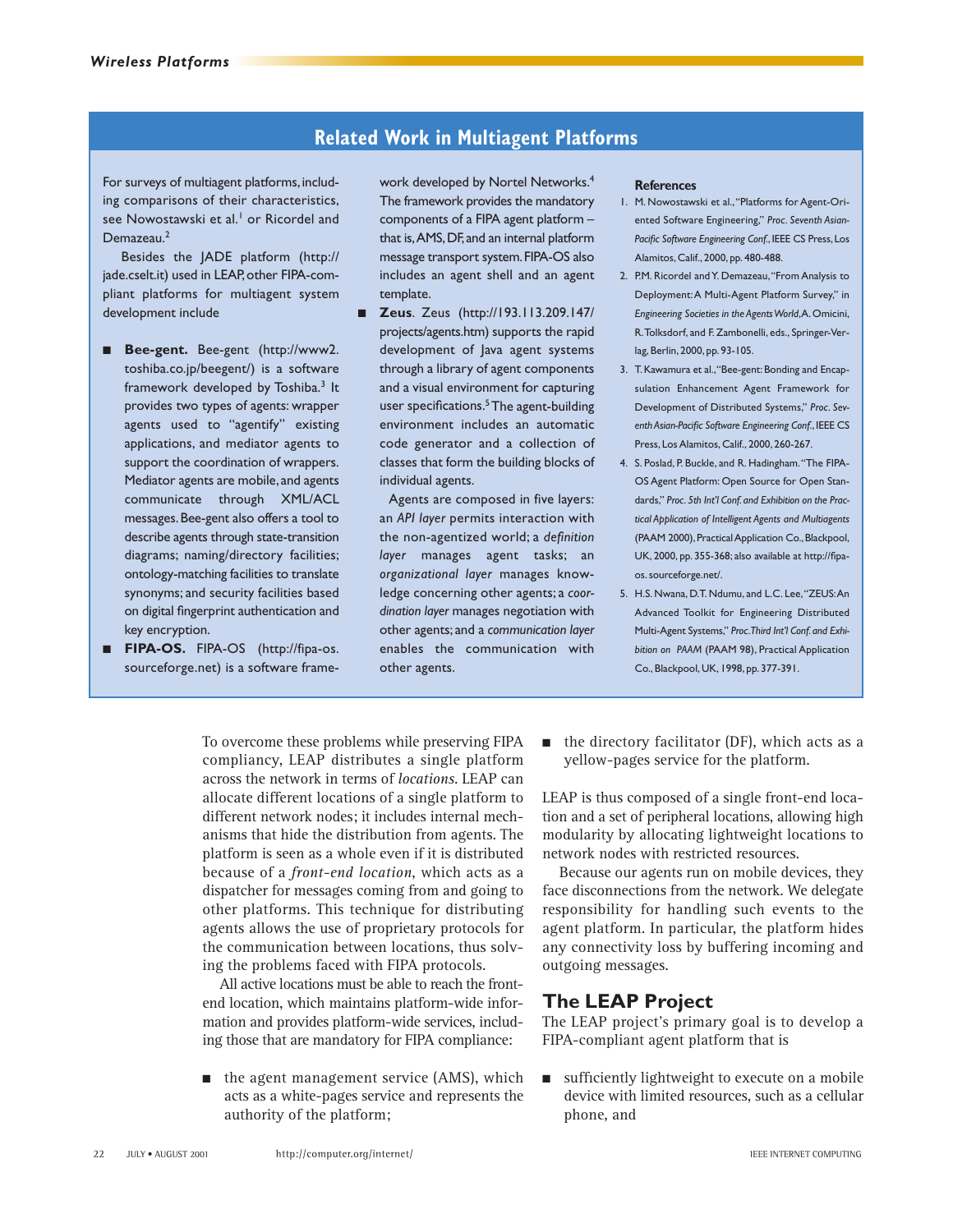## Related Work in Multiagent Platforms

For surveys of multiagent platforms, including comparisons of their characteristics, see Nowostawski et al.[1] or Ricordel and Demazeau.[2]

Besides the JADE platform (http://jade.cselt.it) used in LEAP, other FIPA-compliant platforms for multiagent system development include

- **Bee-gent.** Bee-gent (http://www2.toshiba.co.jp/beegent/) is a software framework developed by Toshiba.[3] It provides two types of agents: wrapper agents used to "agentify" existing applications, and mediator agents to support the coordination of wrappers. Mediator agents are mobile, and agents communicate through XML/ACL messages. Bee-gent also offers a tool to describe agents through state-transition diagrams; naming/directory facilities; ontology-matching facilities to translate synonyms; and security facilities based on digital fingerprint authentication and key encryption.
- **FIPA-OS.** FIPA-OS (http://fipa-os.sourceforge.net) is a software framework developed by Nortel Networks.[4] The framework provides the mandatory components of a FIPA agent platform – that is, AMS, DF, and an internal platform message transport system. FIPA-OS also includes an agent shell and an agent template.
- **Zeus**. Zeus (http://193.113.209.147/projects/agents.htm) supports the rapid development of Java agent systems through a library of agent components and a visual environment for capturing user specifications.[5] The agent-building environment includes an automatic code generator and a collection of classes that form the building blocks of individual agents.

  Agents are composed in five layers: an *API layer* permits interaction with the non-agentized world; a *definition layer* manages agent tasks; an *organizational layer* manages knowledge concerning other agents; a *coordination layer* manages negotiation with other agents; and a *communication layer* enables the communication with other agents.

### References

1. M. Nowostawski et al., "Platforms for Agent-Oriented Software Engineering," *Proc. Seventh Asian-Pacific Software Engineering Conf.*, IEEE CS Press, Los Alamitos, Calif., 2000, pp. 480-488.
2. P.M. Ricordel and Y. Demazeau, "From Analysis to Deployment: A Multi-Agent Platform Survey," in *Engineering Societies in the Agents World*, A. Omicini, R. Tolksdorf, and F. Zambonelli, eds., Springer-Verlag, Berlin, 2000, pp. 93-105.
3. T. Kawamura et al., "Bee-gent: Bonding and Encapsulation Enhancement Agent Framework for Development of Distributed Systems," *Proc. Seventh Asian-Pacific Software Engineering Conf.*, IEEE CS Press, Los Alamitos, Calif., 2000, 260-267.
4. S. Poslad, P. Buckle, and R. Hadingham. "The FIPA-OS Agent Platform: Open Source for Open Standards," *Proc. 5th Int'l Conf. and Exhibition on the Practical Application of Intelligent Agents and Multiagents* (PAAM 2000), Practical Application Co., Blackpool, UK, 2000, pp. 355-368; also available at http://fipa-os.sourceforge.net/.
5. H.S. Nwana, D.T. Ndumu, and L.C. Lee, "ZEUS: An Advanced Toolkit for Engineering Distributed Multi-Agent Systems," *Proc. Third Int'l Conf. and Exhibition on PAAM* (PAAM 98), Practical Application Co., Blackpool, UK, 1998, pp. 377-391.

---

To overcome these problems while preserving FIPA compliancy, LEAP distributes a single platform across the network in terms of *locations*. LEAP can allocate different locations of a single platform to different network nodes; it includes internal mechanisms that hide the distribution from agents. The platform is seen as a whole even if it is distributed because of a *front-end location*, which acts as a dispatcher for messages coming from and going to other platforms. This technique for distributing agents allows the use of proprietary protocols for the communication between locations, thus solving the problems faced with FIPA protocols.

All active locations must be able to reach the front-end location, which maintains platform-wide information and provides platform-wide services, including those that are mandatory for FIPA compliance:

- the agent management service (AMS), which acts as a white-pages service and represents the authority of the platform;
- the directory facilitator (DF), which acts as a yellow-pages service for the platform.

LEAP is thus composed of a single front-end location and a set of peripheral locations, allowing high modularity by allocating lightweight locations to network nodes with restricted resources.

Because our agents run on mobile devices, they face disconnections from the network. We delegate responsibility for handling such events to the agent platform. In particular, the platform hides any connectivity loss by buffering incoming and outgoing messages.

## The LEAP Project

The LEAP project's primary goal is to develop a FIPA-compliant agent platform that is

- sufficiently lightweight to execute on a mobile device with limited resources, such as a cellular phone, and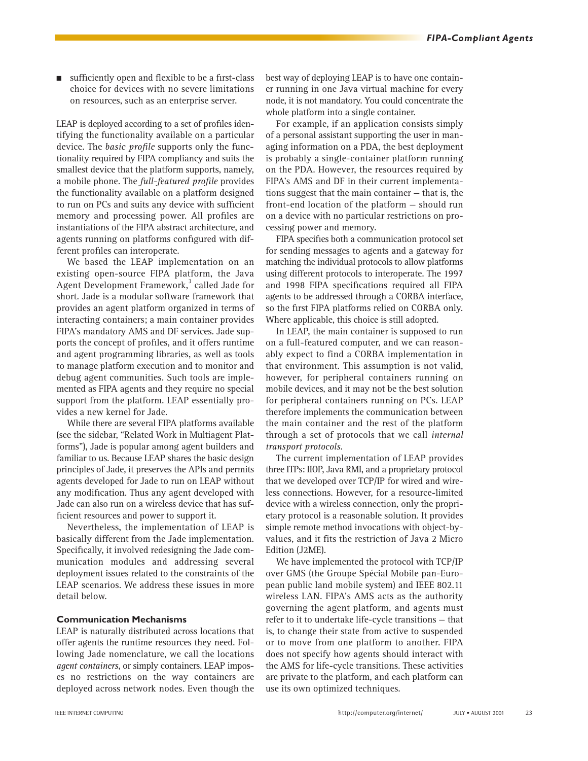- sufficiently open and flexible to be a first-class choice for devices with no severe limitations on resources, such as an enterprise server.

LEAP is deployed according to a set of profiles identifying the functionality available on a particular device. The *basic profile* supports only the functionality required by FIPA compliancy and suits the smallest device that the platform supports, namely, a mobile phone. The *full-featured profile* provides the functionality available on a platform designed to run on PCs and suits any device with sufficient memory and processing power. All profiles are instantiations of the FIPA abstract architecture, and agents running on platforms configured with different profiles can interoperate.

We based the LEAP implementation on an existing open-source FIPA platform, the Java Agent Development Framework,[3] called Jade for short. Jade is a modular software framework that provides an agent platform organized in terms of interacting containers; a main container provides FIPA's mandatory AMS and DF services. Jade supports the concept of profiles, and it offers runtime and agent programming libraries, as well as tools to manage platform execution and to monitor and debug agent communities. Such tools are implemented as FIPA agents and they require no special support from the platform. LEAP essentially provides a new kernel for Jade.

While there are several FIPA platforms available (see the sidebar, "Related Work in Multiagent Platforms"), Jade is popular among agent builders and familiar to us. Because LEAP shares the basic design principles of Jade, it preserves the APIs and permits agents developed for Jade to run on LEAP without any modification. Thus any agent developed with Jade can also run on a wireless device that has sufficient resources and power to support it.

Nevertheless, the implementation of LEAP is basically different from the Jade implementation. Specifically, it involved redesigning the Jade communication modules and addressing several deployment issues related to the constraints of the LEAP scenarios. We address these issues in more detail below.

### Communication Mechanisms

LEAP is naturally distributed across locations that offer agents the runtime resources they need. Following Jade nomenclature, we call the locations *agent containers*, or simply containers. LEAP imposes no restrictions on the way containers are deployed across network nodes. Even though the best way of deploying LEAP is to have one container running in one Java virtual machine for every node, it is not mandatory. You could concentrate the whole platform into a single container.

For example, if an application consists simply of a personal assistant supporting the user in managing information on a PDA, the best deployment is probably a single-container platform running on the PDA. However, the resources required by FIPA's AMS and DF in their current implementations suggest that the main container — that is, the front-end location of the platform — should run on a device with no particular restrictions on processing power and memory.

FIPA specifies both a communication protocol set for sending messages to agents and a gateway for matching the individual protocols to allow platforms using different protocols to interoperate. The 1997 and 1998 FIPA specifications required all FIPA agents to be addressed through a CORBA interface, so the first FIPA platforms relied on CORBA only. Where applicable, this choice is still adopted.

In LEAP, the main container is supposed to run on a full-featured computer, and we can reasonably expect to find a CORBA implementation in that environment. This assumption is not valid, however, for peripheral containers running on mobile devices, and it may not be the best solution for peripheral containers running on PCs. LEAP therefore implements the communication between the main container and the rest of the platform through a set of protocols that we call *internal transport protocols*.

The current implementation of LEAP provides three ITPs: IIOP, Java RMI, and a proprietary protocol that we developed over TCP/IP for wired and wireless connections. However, for a resource-limited device with a wireless connection, only the proprietary protocol is a reasonable solution. It provides simple remote method invocations with object-by-values, and it fits the restriction of Java 2 Micro Edition (J2ME).

We have implemented the protocol with TCP/IP over GMS (the Groupe Spécial Mobile pan-European public land mobile system) and IEEE 802.11 wireless LAN. FIPA's AMS acts as the authority governing the agent platform, and agents must refer to it to undertake life-cycle transitions — that is, to change their state from active to suspended or to move from one platform to another. FIPA does not specify how agents should interact with the AMS for life-cycle transitions. These activities are private to the platform, and each platform can use its own optimized techniques.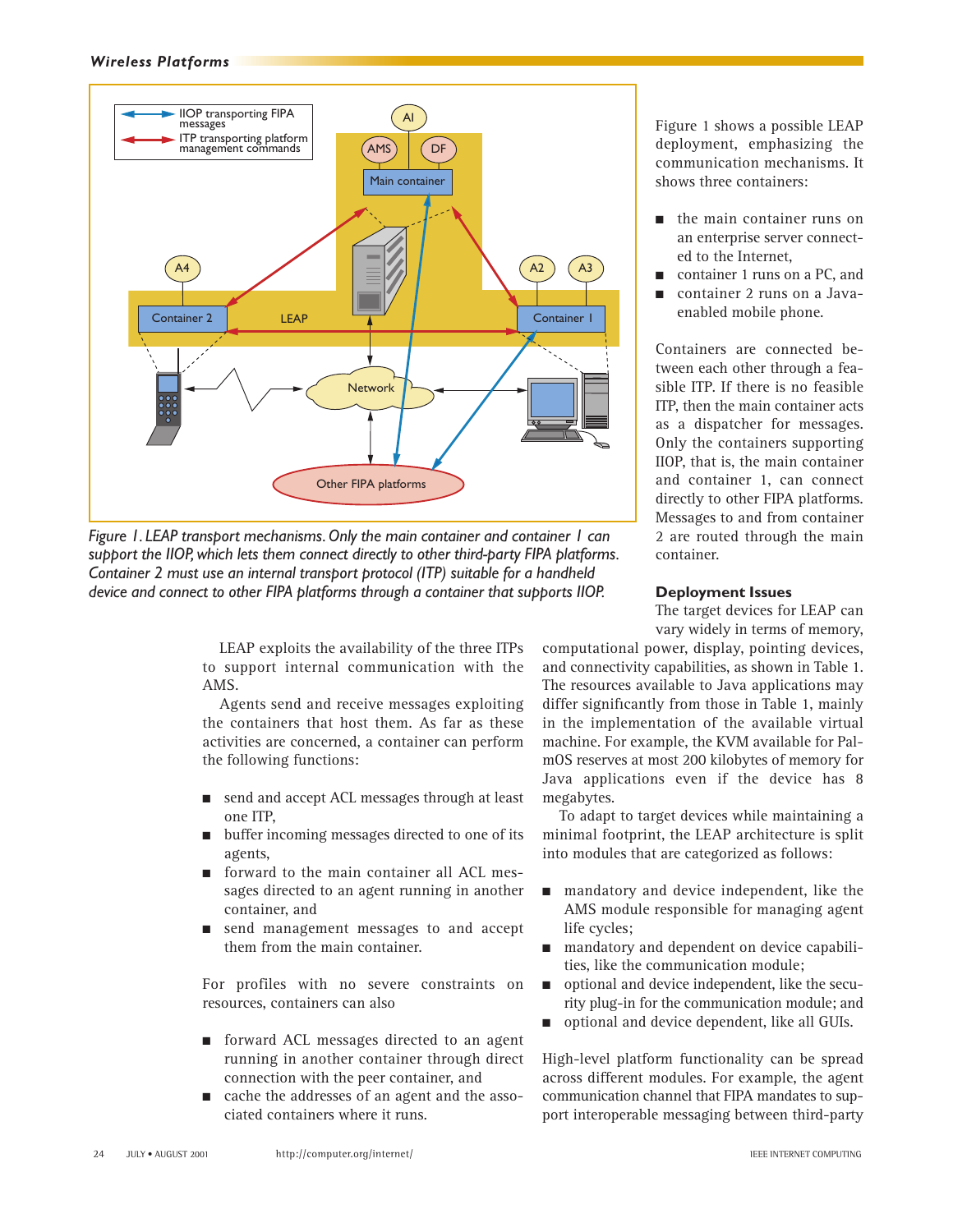Figure 1. LEAP transport mechanisms. Only the main container and container 1 can support the IIOP, which lets them connect directly to other third-party FIPA platforms. Container 2 must use an internal transport protocol (ITP) suitable for a handheld device and connect to other FIPA platforms through a container that supports IIOP.

Figure 1 shows a possible LEAP deployment, emphasizing the communication mechanisms. It shows three containers:

- the main container runs on an enterprise server connected to the Internet,
- container 1 runs on a PC, and
- container 2 runs on a Java-enabled mobile phone.

Containers are connected between each other through a feasible ITP. If there is no feasible ITP, then the main container acts as a dispatcher for messages. Only the containers supporting IIOP, that is, the main container and container 1, can connect directly to other FIPA platforms. Messages to and from container 2 are routed through the main container.

LEAP exploits the availability of the three ITPs to support internal communication with the AMS.

Agents send and receive messages exploiting the containers that host them. As far as these activities are concerned, a container can perform the following functions:

- send and accept ACL messages through at least one ITP,
- buffer incoming messages directed to one of its agents,
- forward to the main container all ACL messages directed to an agent running in another container, and
- send management messages to and accept them from the main container.

For profiles with no severe constraints on resources, containers can also

- forward ACL messages directed to an agent running in another container through direct connection with the peer container, and
- cache the addresses of an agent and the associated containers where it runs.

### Deployment Issues

The target devices for LEAP can vary widely in terms of memory, computational power, display, pointing devices, and connectivity capabilities, as shown in Table 1. The resources available to Java applications may differ significantly from those in Table 1, mainly in the implementation of the available virtual machine. For example, the KVM available for PalmOS reserves at most 200 kilobytes of memory for Java applications even if the device has 8 megabytes.

To adapt to target devices while maintaining a minimal footprint, the LEAP architecture is split into modules that are categorized as follows:

- mandatory and device independent, like the AMS module responsible for managing agent life cycles;
- mandatory and dependent on device capabilities, like the communication module;
- optional and device independent, like the security plug-in for the communication module; and
- optional and device dependent, like all GUIs.

High-level platform functionality can be spread across different modules. For example, the agent communication channel that FIPA mandates to support interoperable messaging between third-party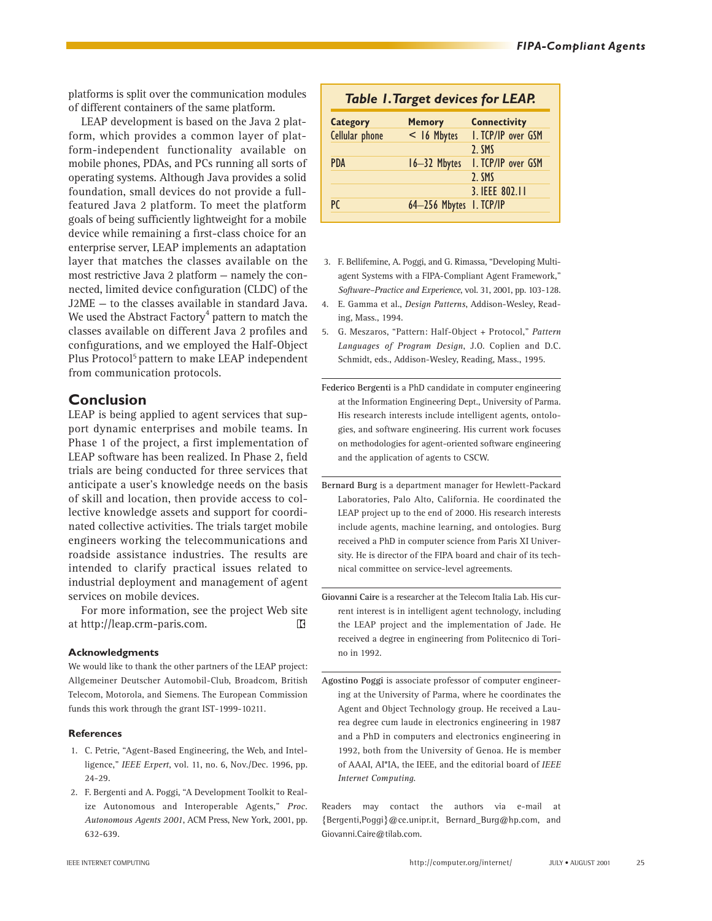platforms is split over the communication modules of different containers of the same platform.

LEAP development is based on the Java 2 platform, which provides a common layer of platform-independent functionality available on mobile phones, PDAs, and PCs running all sorts of operating systems. Although Java provides a solid foundation, small devices do not provide a full-featured Java 2 platform. To meet the platform goals of being sufficiently lightweight for a mobile device while remaining a first-class choice for an enterprise server, LEAP implements an adaptation layer that matches the classes available on the most restrictive Java 2 platform – namely the connected, limited device configuration (CLDC) of the J2ME – to the classes available in standard Java. We used the Abstract Factory[4] pattern to match the classes available on different Java 2 profiles and configurations, and we employed the Half-Object Plus Protocol[5] pattern to make LEAP independent from communication protocols.

## Conclusion

LEAP is being applied to agent services that support dynamic enterprises and mobile teams. In Phase 1 of the project, a first implementation of LEAP software has been realized. In Phase 2, field trials are being conducted for three services that anticipate a user's knowledge needs on the basis of skill and location, then provide access to collective knowledge assets and support for coordinated collective activities. The trials target mobile engineers working the telecommunications and roadside assistance industries. The results are intended to clarify practical issues related to industrial deployment and management of agent services on mobile devices.

For more information, see the project Web site at http://leap.crm-paris.com.

### Acknowledgments

We would like to thank the other partners of the LEAP project: Allgemeiner Deutscher Automobil-Club, Broadcom, British Telecom, Motorola, and Siemens. The European Commission funds this work through the grant IST-1999-10211.

### References

1. C. Petrie, "Agent-Based Engineering, the Web, and Intelligence," *IEEE Expert*, vol. 11, no. 6, Nov./Dec. 1996, pp. 24-29.
2. F. Bergenti and A. Poggi, "A Development Toolkit to Realize Autonomous and Interoperable Agents," *Proc. Autonomous Agents 2001*, ACM Press, New York, 2001, pp. 632-639.
3. F. Bellifemine, A. Poggi, and G. Rimassa, "Developing Multi-agent Systems with a FIPA-Compliant Agent Framework," *Software–Practice and Experience*, vol. 31, 2001, pp. 103-128.
4. E. Gamma et al., *Design Patterns*, Addison-Wesley, Reading, Mass., 1994.
5. G. Meszaros, "Pattern: Half-Object + Protocol," *Pattern Languages of Program Design*, J.O. Coplien and D.C. Schmidt, eds., Addison-Wesley, Reading, Mass., 1995.

*Table 1. Target devices for LEAP.*

| Category | Memory | Connectivity |
|---|---|---|
| Cellular phone | < 16 Mbytes | 1. TCP/IP over GSM |
| | | 2. SMS |
| PDA | 16–32 Mbytes | 1. TCP/IP over GSM |
| | | 2. SMS |
| | | 3. IEEE 802.11 |
| PC | 64–256 Mbytes | 1. TCP/IP |

**Federico Bergenti** is a PhD candidate in computer engineering at the Information Engineering Dept., University of Parma. His research interests include intelligent agents, ontologies, and software engineering. His current work focuses on methodologies for agent-oriented software engineering and the application of agents to CSCW.

**Bernard Burg** is a department manager for Hewlett-Packard Laboratories, Palo Alto, California. He coordinated the LEAP project up to the end of 2000. His research interests include agents, machine learning, and ontologies. Burg received a PhD in computer science from Paris XI University. He is director of the FIPA board and chair of its technical committee on service-level agreements.

**Giovanni Caire** is a researcher at the Telecom Italia Lab. His current interest is in intelligent agent technology, including the LEAP project and the implementation of Jade. He received a degree in engineering from Politecnico di Torino in 1992.

**Agostino Poggi** is associate professor of computer engineering at the University of Parma, where he coordinates the Agent and Object Technology group. He received a Laurea degree cum laude in electronics engineering in 1987 and a PhD in computers and electronics engineering in 1992, both from the University of Genoa. He is member of AAAI, AI*IA, the IEEE, and the editorial board of *IEEE Internet Computing*.

Readers may contact the authors via e-mail at {Bergenti,Poggi}@ce.unipr.it, Bernard_Burg@hp.com, and Giovanni.Caire@tilab.com.